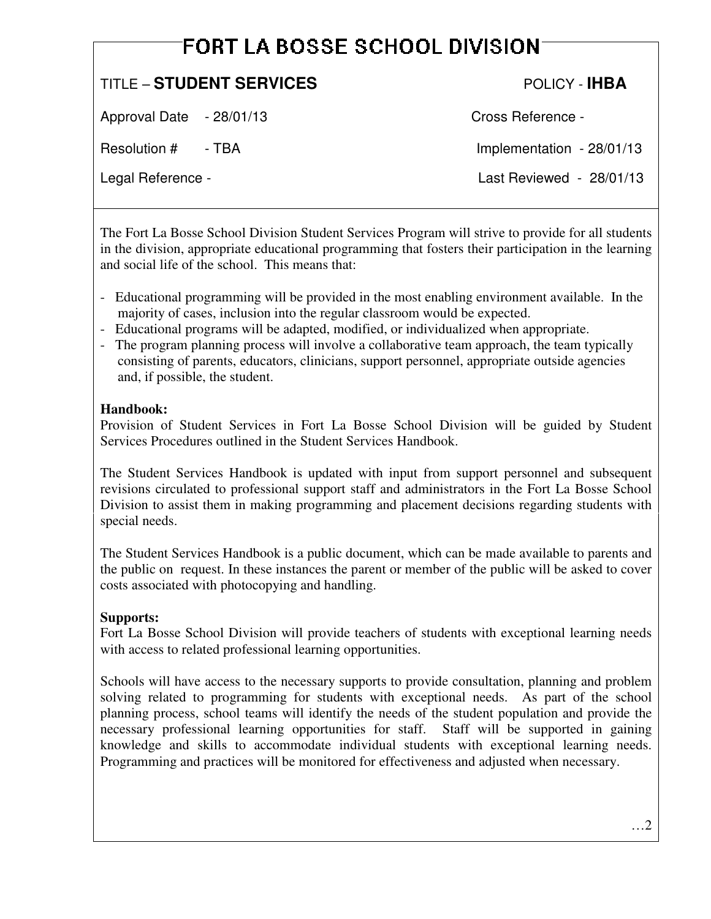# FORT LA BOSSE SCHOOL DIVISION

| TITLE – **STUDENT SERVICES** | POLICY - **IHBA** |
|---|---|
| Approval Date - 28/01/13 | Cross Reference - |
| Resolution # - TBA | Implementation - 28/01/13 |
| Legal Reference - | Last Reviewed - 28/01/13 |

The Fort La Bosse School Division Student Services Program will strive to provide for all students in the division, appropriate educational programming that fosters their participation in the learning and social life of the school. This means that:

- Educational programming will be provided in the most enabling environment available. In the majority of cases, inclusion into the regular classroom would be expected.
- Educational programs will be adapted, modified, or individualized when appropriate.
- The program planning process will involve a collaborative team approach, the team typically consisting of parents, educators, clinicians, support personnel, appropriate outside agencies and, if possible, the student.

**Handbook:**
Provision of Student Services in Fort La Bosse School Division will be guided by Student Services Procedures outlined in the Student Services Handbook.

The Student Services Handbook is updated with input from support personnel and subsequent revisions circulated to professional support staff and administrators in the Fort La Bosse School Division to assist them in making programming and placement decisions regarding students with special needs.

The Student Services Handbook is a public document, which can be made available to parents and the public on request. In these instances the parent or member of the public will be asked to cover costs associated with photocopying and handling.

**Supports:**
Fort La Bosse School Division will provide teachers of students with exceptional learning needs with access to related professional learning opportunities.

Schools will have access to the necessary supports to provide consultation, planning and problem solving related to programming for students with exceptional needs. As part of the school planning process, school teams will identify the needs of the student population and provide the necessary professional learning opportunities for staff. Staff will be supported in gaining knowledge and skills to accommodate individual students with exceptional learning needs. Programming and practices will be monitored for effectiveness and adjusted when necessary.

…2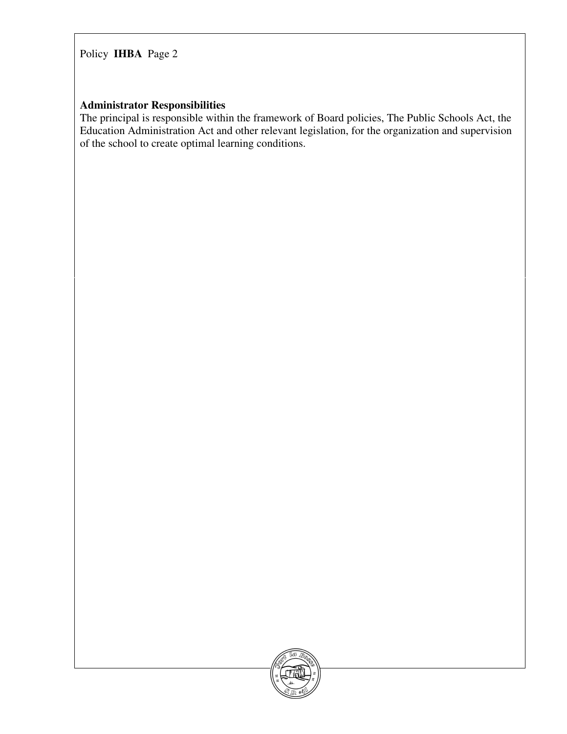**Administrator Responsibilities**

The principal is responsible within the framework of Board policies, The Public Schools Act, the Education Administration Act and other relevant legislation, for the organization and supervision of the school to create optimal learning conditions.